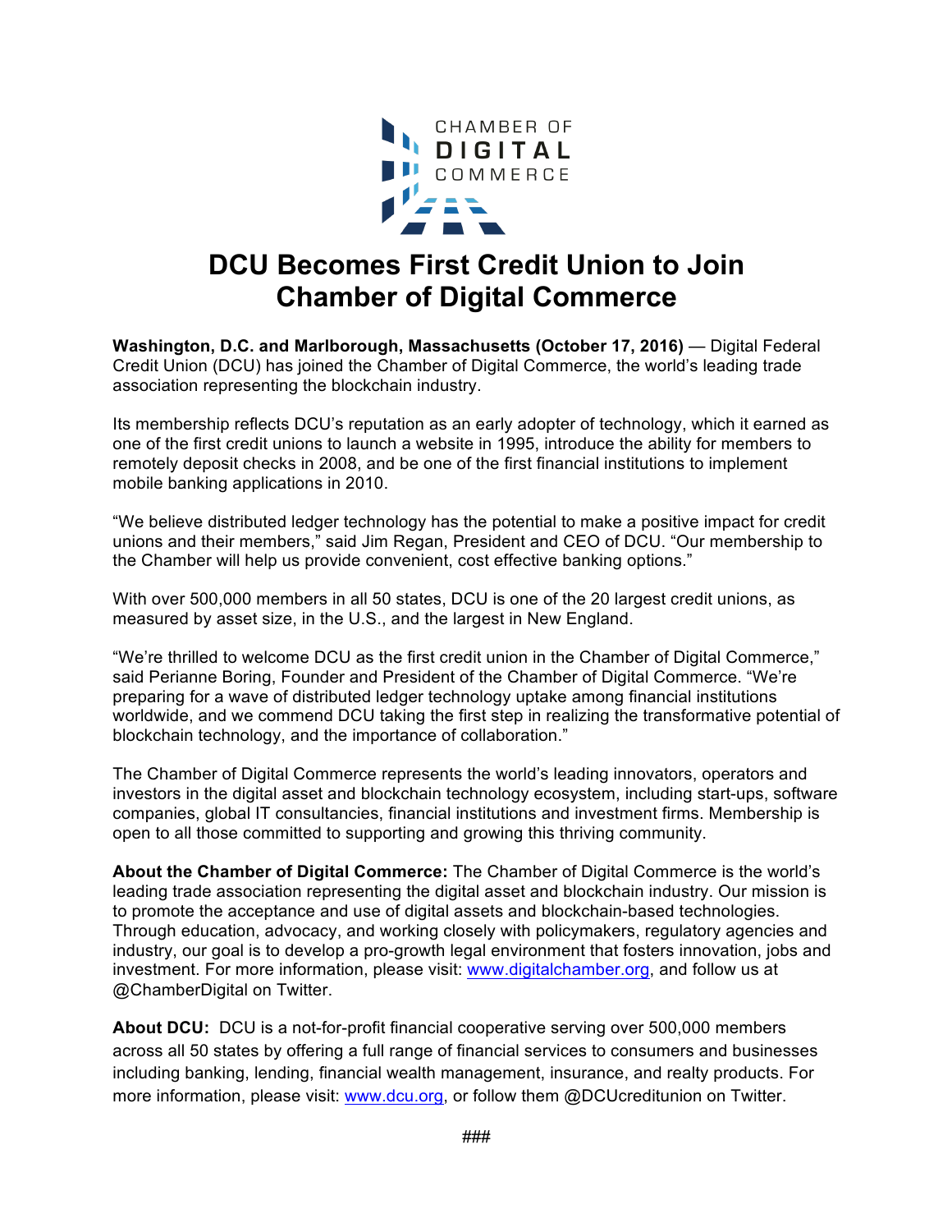CHAMBER OF
DIGITAL
COMMERCE

# DCU Becomes First Credit Union to Join Chamber of Digital Commerce

**Washington, D.C. and Marlborough, Massachusetts (October 17, 2016)** — Digital Federal Credit Union (DCU) has joined the Chamber of Digital Commerce, the world's leading trade association representing the blockchain industry.

Its membership reflects DCU's reputation as an early adopter of technology, which it earned as one of the first credit unions to launch a website in 1995, introduce the ability for members to remotely deposit checks in 2008, and be one of the first financial institutions to implement mobile banking applications in 2010.

"We believe distributed ledger technology has the potential to make a positive impact for credit unions and their members," said Jim Regan, President and CEO of DCU. "Our membership to the Chamber will help us provide convenient, cost effective banking options."

With over 500,000 members in all 50 states, DCU is one of the 20 largest credit unions, as measured by asset size, in the U.S., and the largest in New England.

"We're thrilled to welcome DCU as the first credit union in the Chamber of Digital Commerce," said Perianne Boring, Founder and President of the Chamber of Digital Commerce. "We're preparing for a wave of distributed ledger technology uptake among financial institutions worldwide, and we commend DCU taking the first step in realizing the transformative potential of blockchain technology, and the importance of collaboration."

The Chamber of Digital Commerce represents the world's leading innovators, operators and investors in the digital asset and blockchain technology ecosystem, including start-ups, software companies, global IT consultancies, financial institutions and investment firms. Membership is open to all those committed to supporting and growing this thriving community.

**About the Chamber of Digital Commerce:** The Chamber of Digital Commerce is the world's leading trade association representing the digital asset and blockchain industry. Our mission is to promote the acceptance and use of digital assets and blockchain-based technologies. Through education, advocacy, and working closely with policymakers, regulatory agencies and industry, our goal is to develop a pro-growth legal environment that fosters innovation, jobs and investment. For more information, please visit: www.digitalchamber.org, and follow us at @ChamberDigital on Twitter.

**About DCU:** DCU is a not-for-profit financial cooperative serving over 500,000 members across all 50 states by offering a full range of financial services to consumers and businesses including banking, lending, financial wealth management, insurance, and realty products. For more information, please visit: www.dcu.org, or follow them @DCUcreditunion on Twitter.

###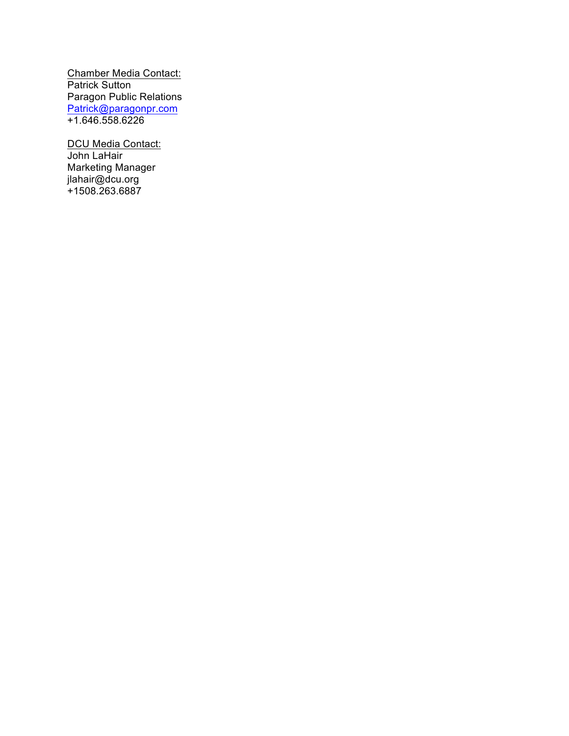Chamber Media Contact:
Patrick Sutton
Paragon Public Relations
Patrick@paragonpr.com
+1.646.558.6226

DCU Media Contact:
John LaHair
Marketing Manager
jlahair@dcu.org
+1508.263.6887